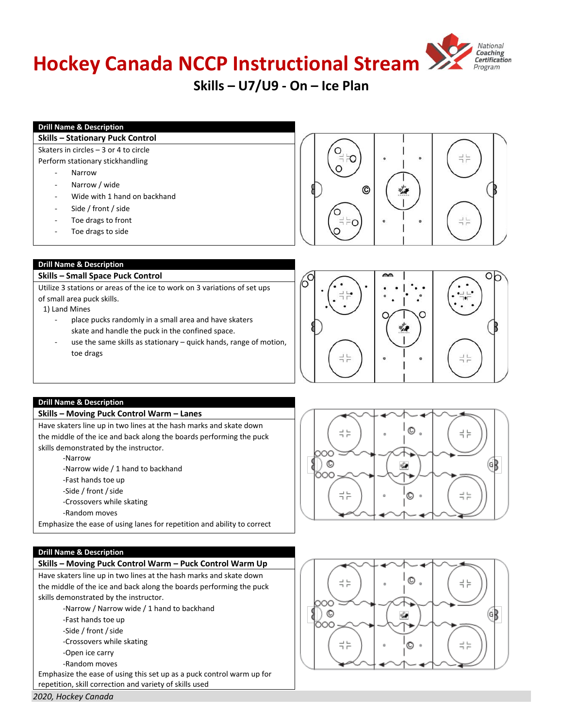# Hockey Canada NCCP Instructional Stream

## Skills – U7/U9 - On – Ice Plan

| Drill Name & Description |
|---|
| **Skills – Stationary Puck Control** |
| Skaters in circles – 3 or 4 to circle<br>Perform stationary stickhandling<br>- Narrow<br>- Narrow / wide<br>- Wide with 1 hand on backhand<br>- Side / front / side<br>- Toe drags to front<br>- Toe drags to side |

| Drill Name & Description |
|---|
| **Skills – Small Space Puck Control** |
| Utilize 3 stations or areas of the ice to work on 3 variations of set ups of small area puck skills.<br>1) Land Mines<br>- place pucks randomly in a small area and have skaters skate and handle the puck in the confined space.<br>- use the same skills as stationary – quick hands, range of motion, toe drags |

| Drill Name & Description |
|---|
| **Skills – Moving Puck Control Warm – Lanes** |
| Have skaters line up in two lines at the hash marks and skate down the middle of the ice and back along the boards performing the puck skills demonstrated by the instructor.<br>-Narrow<br>-Narrow wide / 1 hand to backhand<br>-Fast hands toe up<br>-Side / front / side<br>-Crossovers while skating<br>-Random moves<br>Emphasize the ease of using lanes for repetition and ability to correct |

| Drill Name & Description |
|---|
| **Skills – Moving Puck Control Warm – Puck Control Warm Up** |
| Have skaters line up in two lines at the hash marks and skate down the middle of the ice and back along the boards performing the puck skills demonstrated by the instructor.<br>-Narrow / Narrow wide / 1 hand to backhand<br>-Fast hands toe up<br>-Side / front / side<br>-Crossovers while skating<br>-Open ice carry<br>-Random moves<br>Emphasize the ease of using this set up as a puck control warm up for repetition, skill correction and variety of skills used |

*2020, Hockey Canada*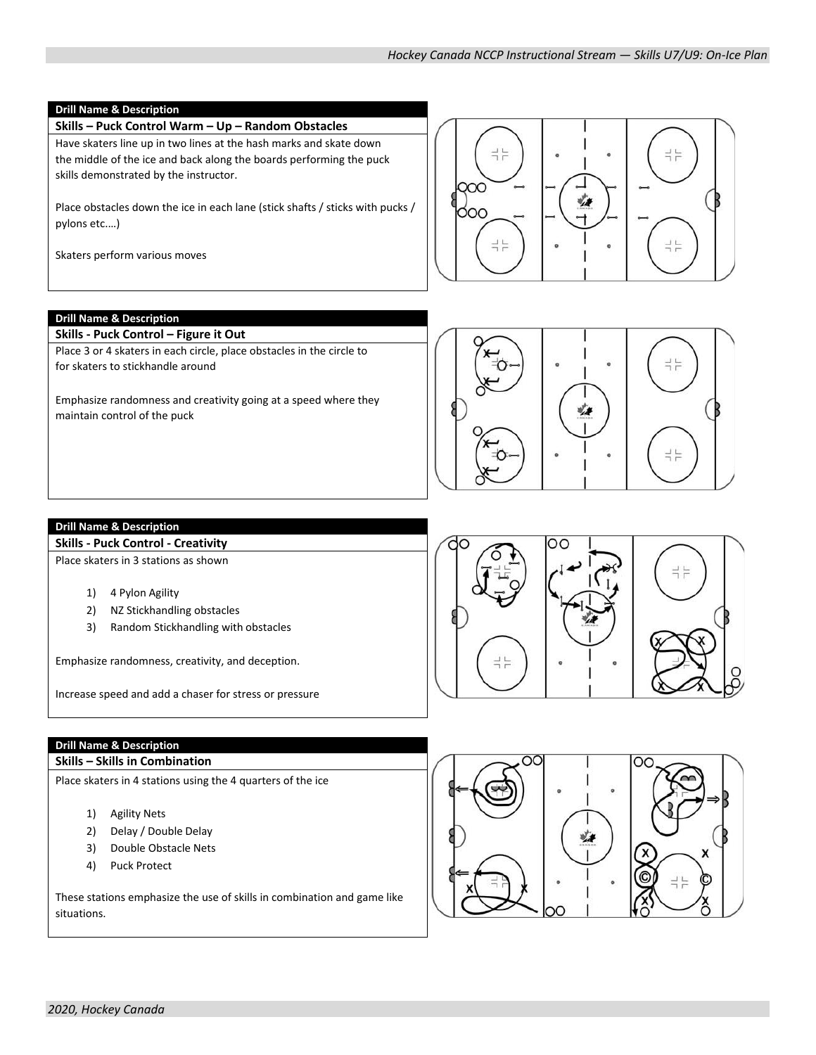**Drill Name & Description**

**Skills – Puck Control Warm – Up – Random Obstacles**

Have skaters line up in two lines at the hash marks and skate down the middle of the ice and back along the boards performing the puck skills demonstrated by the instructor.

Place obstacles down the ice in each lane (stick shafts / sticks with pucks / pylons etc.…)

Skaters perform various moves

**Drill Name & Description**

**Skills - Puck Control – Figure it Out**

Place 3 or 4 skaters in each circle, place obstacles in the circle to for skaters to stickhandle around

Emphasize randomness and creativity going at a speed where they maintain control of the puck

**Drill Name & Description**

**Skills - Puck Control - Creativity**

Place skaters in 3 stations as shown

1) 4 Pylon Agility
2) NZ Stickhandling obstacles
3) Random Stickhandling with obstacles

Emphasize randomness, creativity, and deception.

Increase speed and add a chaser for stress or pressure

**Drill Name & Description**

**Skills – Skills in Combination**

Place skaters in 4 stations using the 4 quarters of the ice

1) Agility Nets
2) Delay / Double Delay
3) Double Obstacle Nets
4) Puck Protect

These stations emphasize the use of skills in combination and game like situations.